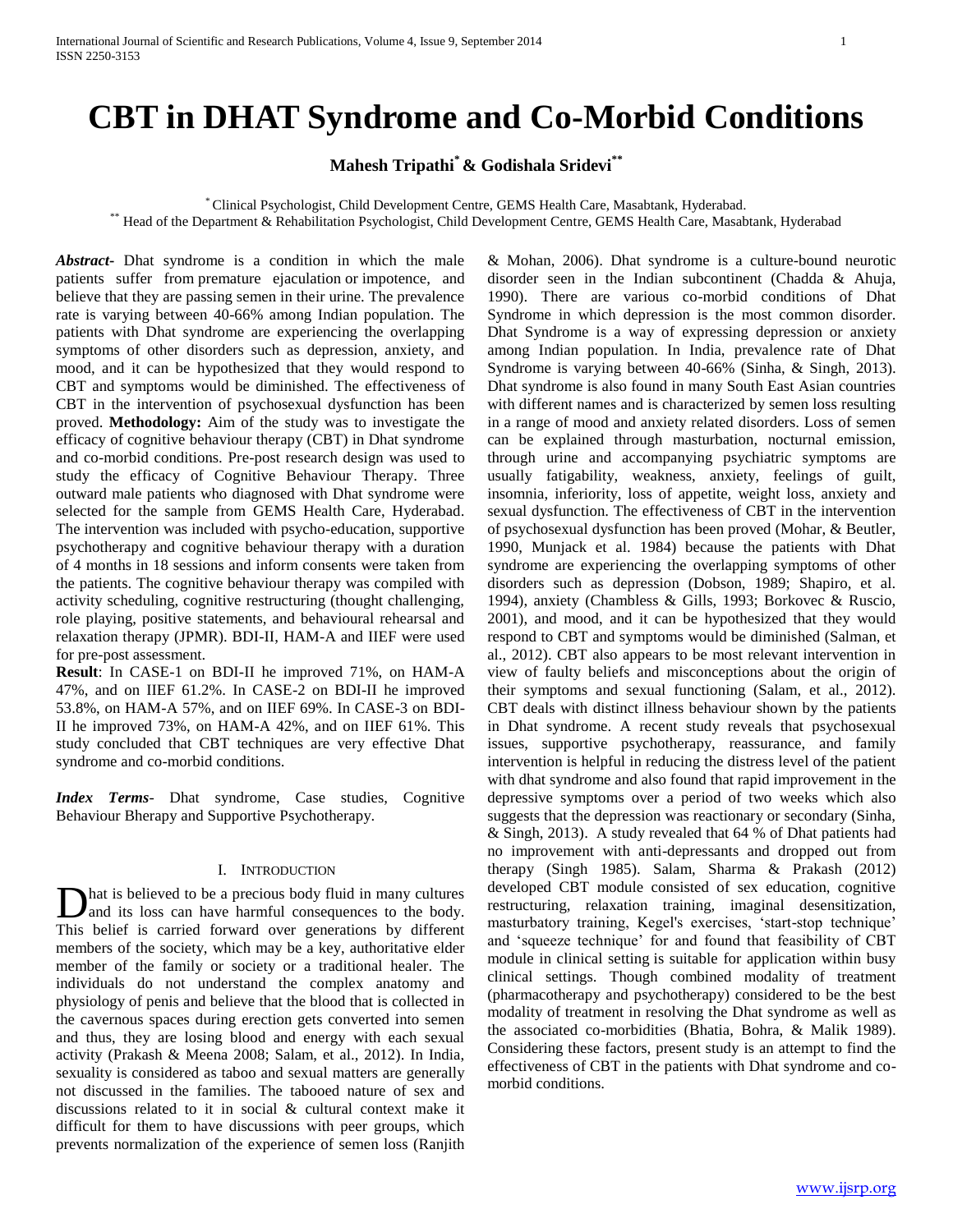# CBT in DHAT Syndrome and Co-Morbid Conditions

**Mahesh Tripathi[*] & Godishala Sridevi[**]**

[*] Clinical Psychologist, Child Development Centre, GEMS Health Care, Masabtank, Hyderabad.
[**] Head of the Department & Rehabilitation Psychologist, Child Development Centre, GEMS Health Care, Masabtank, Hyderabad

***Abstract-*** Dhat syndrome is a condition in which the male patients suffer from premature ejaculation or impotence, and believe that they are passing semen in their urine. The prevalence rate is varying between 40-66% among Indian population. The patients with Dhat syndrome are experiencing the overlapping symptoms of other disorders such as depression, anxiety, and mood, and it can be hypothesized that they would respond to CBT and symptoms would be diminished. The effectiveness of CBT in the intervention of psychosexual dysfunction has been proved. **Methodology:** Aim of the study was to investigate the efficacy of cognitive behaviour therapy (CBT) in Dhat syndrome and co-morbid conditions. Pre-post research design was used to study the efficacy of Cognitive Behaviour Therapy. Three outward male patients who diagnosed with Dhat syndrome were selected for the sample from GEMS Health Care, Hyderabad. The intervention was included with psycho-education, supportive psychotherapy and cognitive behaviour therapy with a duration of 4 months in 18 sessions and inform consents were taken from the patients. The cognitive behaviour therapy was compiled with activity scheduling, cognitive restructuring (thought challenging, role playing, positive statements, and behavioural rehearsal and relaxation therapy (JPMR). BDI-II, HAM-A and IIEF were used for pre-post assessment.

**Result**: In CASE-1 on BDI-II he improved 71%, on HAM-A 47%, and on IIEF 61.2%. In CASE-2 on BDI-II he improved 53.8%, on HAM-A 57%, and on IIEF 69%. In CASE-3 on BDI-II he improved 73%, on HAM-A 42%, and on IIEF 61%. This study concluded that CBT techniques are very effective Dhat syndrome and co-morbid conditions.

***Index Terms-*** Dhat syndrome, Case studies, Cognitive Behaviour Bherapy and Supportive Psychotherapy.

## I. Introduction

Dhat is believed to be a precious body fluid in many cultures and its loss can have harmful consequences to the body. This belief is carried forward over generations by different members of the society, which may be a key, authoritative elder member of the family or society or a traditional healer. The individuals do not understand the complex anatomy and physiology of penis and believe that the blood that is collected in the cavernous spaces during erection gets converted into semen and thus, they are losing blood and energy with each sexual activity (Prakash & Meena 2008; Salam, et al., 2012). In India, sexuality is considered as taboo and sexual matters are generally not discussed in the families. The tabooed nature of sex and discussions related to it in social & cultural context make it difficult for them to have discussions with peer groups, which prevents normalization of the experience of semen loss (Ranjith & Mohan, 2006). Dhat syndrome is a culture-bound neurotic disorder seen in the Indian subcontinent (Chadda & Ahuja, 1990). There are various co-morbid conditions of Dhat Syndrome in which depression is the most common disorder. Dhat Syndrome is a way of expressing depression or anxiety among Indian population. In India, prevalence rate of Dhat Syndrome is varying between 40-66% (Sinha, & Singh, 2013). Dhat syndrome is also found in many South East Asian countries with different names and is characterized by semen loss resulting in a range of mood and anxiety related disorders. Loss of semen can be explained through masturbation, nocturnal emission, through urine and accompanying psychiatric symptoms are usually fatigability, weakness, anxiety, feelings of guilt, insomnia, inferiority, loss of appetite, weight loss, anxiety and sexual dysfunction. The effectiveness of CBT in the intervention of psychosexual dysfunction has been proved (Mohar, & Beutler, 1990, Munjack et al. 1984) because the patients with Dhat syndrome are experiencing the overlapping symptoms of other disorders such as depression (Dobson, 1989; Shapiro, et al. 1994), anxiety (Chambless & Gills, 1993; Borkovec & Ruscio, 2001), and mood, and it can be hypothesized that they would respond to CBT and symptoms would be diminished (Salman, et al., 2012). CBT also appears to be most relevant intervention in view of faulty beliefs and misconceptions about the origin of their symptoms and sexual functioning (Salam, et al., 2012). CBT deals with distinct illness behaviour shown by the patients in Dhat syndrome. A recent study reveals that psychosexual issues, supportive psychotherapy, reassurance, and family intervention is helpful in reducing the distress level of the patient with dhat syndrome and also found that rapid improvement in the depressive symptoms over a period of two weeks which also suggests that the depression was reactionary or secondary (Sinha, & Singh, 2013). A study revealed that 64 % of Dhat patients had no improvement with anti-depressants and dropped out from therapy (Singh 1985). Salam, Sharma & Prakash (2012) developed CBT module consisted of sex education, cognitive restructuring, relaxation training, imaginal desensitization, masturbatory training, Kegel's exercises, 'start-stop technique' and 'squeeze technique' for and found that feasibility of CBT module in clinical setting is suitable for application within busy clinical settings. Though combined modality of treatment (pharmacotherapy and psychotherapy) considered to be the best modality of treatment in resolving the Dhat syndrome as well as the associated co-morbidities (Bhatia, Bohra, & Malik 1989). Considering these factors, present study is an attempt to find the effectiveness of CBT in the patients with Dhat syndrome and co-morbid conditions.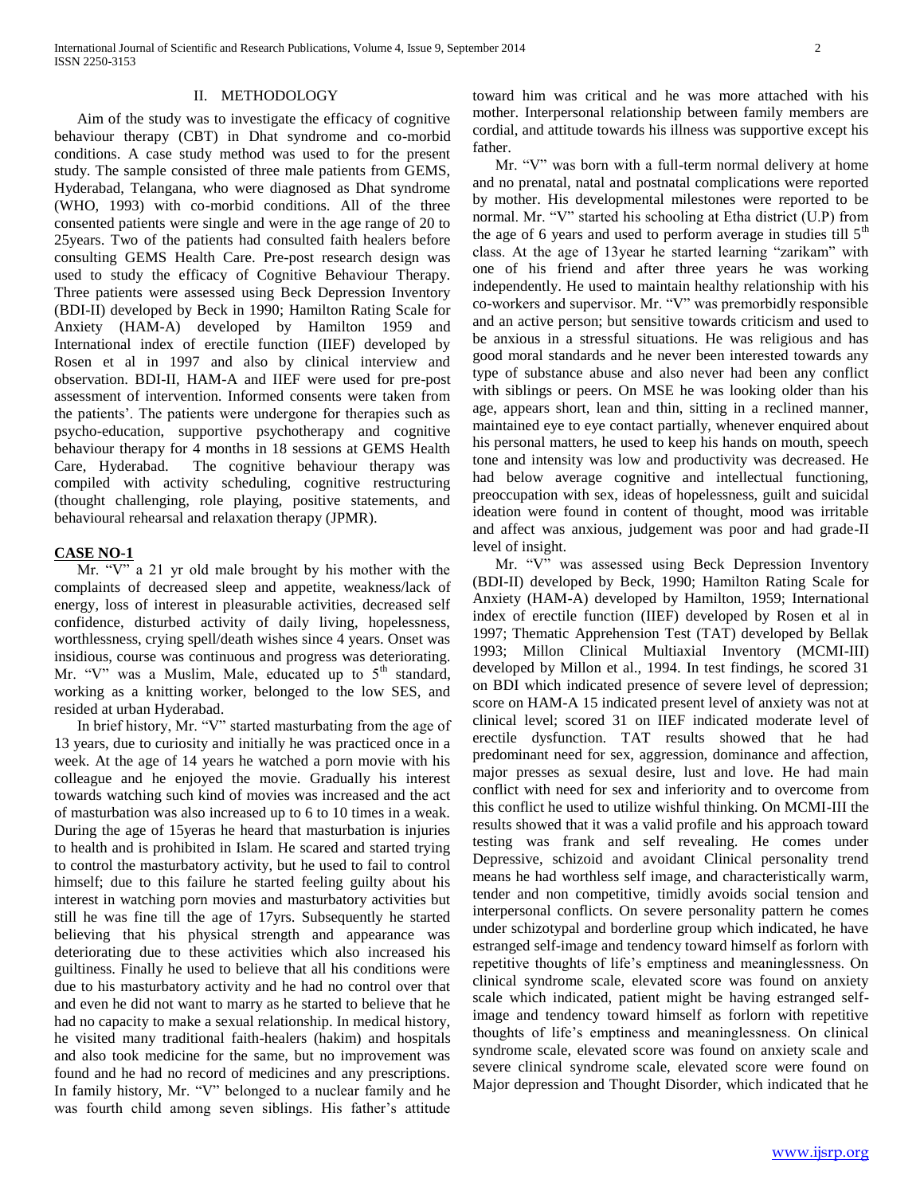## II. METHODOLOGY

Aim of the study was to investigate the efficacy of cognitive behaviour therapy (CBT) in Dhat syndrome and co-morbid conditions. A case study method was used to for the present study. The sample consisted of three male patients from GEMS, Hyderabad, Telangana, who were diagnosed as Dhat syndrome (WHO, 1993) with co-morbid conditions. All of the three consented patients were single and were in the age range of 20 to 25years. Two of the patients had consulted faith healers before consulting GEMS Health Care. Pre-post research design was used to study the efficacy of Cognitive Behaviour Therapy. Three patients were assessed using Beck Depression Inventory (BDI-II) developed by Beck in 1990; Hamilton Rating Scale for Anxiety (HAM-A) developed by Hamilton 1959 and International index of erectile function (IIEF) developed by Rosen et al in 1997 and also by clinical interview and observation. BDI-II, HAM-A and IIEF were used for pre-post assessment of intervention. Informed consents were taken from the patients'. The patients were undergone for therapies such as psycho-education, supportive psychotherapy and cognitive behaviour therapy for 4 months in 18 sessions at GEMS Health Care, Hyderabad. The cognitive behaviour therapy was compiled with activity scheduling, cognitive restructuring (thought challenging, role playing, positive statements, and behavioural rehearsal and relaxation therapy (JPMR).

**CASE NO-1**

Mr. "V" a 21 yr old male brought by his mother with the complaints of decreased sleep and appetite, weakness/lack of energy, loss of interest in pleasurable activities, decreased self confidence, disturbed activity of daily living, hopelessness, worthlessness, crying spell/death wishes since 4 years. Onset was insidious, course was continuous and progress was deteriorating. Mr. "V" was a Muslim, Male, educated up to 5th standard, working as a knitting worker, belonged to the low SES, and resided at urban Hyderabad.

In brief history, Mr. "V" started masturbating from the age of 13 years, due to curiosity and initially he was practiced once in a week. At the age of 14 years he watched a porn movie with his colleague and he enjoyed the movie. Gradually his interest towards watching such kind of movies was increased and the act of masturbation was also increased up to 6 to 10 times in a weak. During the age of 15yeras he heard that masturbation is injuries to health and is prohibited in Islam. He scared and started trying to control the masturbatory activity, but he used to fail to control himself; due to this failure he started feeling guilty about his interest in watching porn movies and masturbatory activities but still he was fine till the age of 17yrs. Subsequently he started believing that his physical strength and appearance was deteriorating due to these activities which also increased his guiltiness. Finally he used to believe that all his conditions were due to his masturbatory activity and he had no control over that and even he did not want to marry as he started to believe that he had no capacity to make a sexual relationship. In medical history, he visited many traditional faith-healers (hakim) and hospitals and also took medicine for the same, but no improvement was found and he had no record of medicines and any prescriptions. In family history, Mr. "V" belonged to a nuclear family and he was fourth child among seven siblings. His father's attitude toward him was critical and he was more attached with his mother. Interpersonal relationship between family members are cordial, and attitude towards his illness was supportive except his father.

Mr. "V" was born with a full-term normal delivery at home and no prenatal, natal and postnatal complications were reported by mother. His developmental milestones were reported to be normal. Mr. "V" started his schooling at Etha district (U.P) from the age of 6 years and used to perform average in studies till 5th class. At the age of 13year he started learning "zarikam" with one of his friend and after three years he was working independently. He used to maintain healthy relationship with his co-workers and supervisor. Mr. "V" was premorbidly responsible and an active person; but sensitive towards criticism and used to be anxious in a stressful situations. He was religious and has good moral standards and he never been interested towards any type of substance abuse and also never had been any conflict with siblings or peers. On MSE he was looking older than his age, appears short, lean and thin, sitting in a reclined manner, maintained eye to eye contact partially, whenever enquired about his personal matters, he used to keep his hands on mouth, speech tone and intensity was low and productivity was decreased. He had below average cognitive and intellectual functioning, preoccupation with sex, ideas of hopelessness, guilt and suicidal ideation were found in content of thought, mood was irritable and affect was anxious, judgement was poor and had grade-II level of insight.

Mr. "V" was assessed using Beck Depression Inventory (BDI-II) developed by Beck, 1990; Hamilton Rating Scale for Anxiety (HAM-A) developed by Hamilton, 1959; International index of erectile function (IIEF) developed by Rosen et al in 1997; Thematic Apprehension Test (TAT) developed by Bellak 1993; Millon Clinical Multiaxial Inventory (MCMI-III) developed by Millon et al., 1994. In test findings, he scored 31 on BDI which indicated presence of severe level of depression; score on HAM-A 15 indicated present level of anxiety was not at clinical level; scored 31 on IIEF indicated moderate level of erectile dysfunction. TAT results showed that he had predominant need for sex, aggression, dominance and affection, major presses as sexual desire, lust and love. He had main conflict with need for sex and inferiority and to overcome from this conflict he used to utilize wishful thinking. On MCMI-III the results showed that it was a valid profile and his approach toward testing was frank and self revealing. He comes under Depressive, schizoid and avoidant Clinical personality trend means he had worthless self image, and characteristically warm, tender and non competitive, timidly avoids social tension and interpersonal conflicts. On severe personality pattern he comes under schizotypal and borderline group which indicated, he have estranged self-image and tendency toward himself as forlorn with repetitive thoughts of life's emptiness and meaninglessness. On clinical syndrome scale, elevated score was found on anxiety scale which indicated, patient might be having estranged self-image and tendency toward himself as forlorn with repetitive thoughts of life's emptiness and meaninglessness. On clinical syndrome scale, elevated score was found on anxiety scale and severe clinical syndrome scale, elevated score were found on Major depression and Thought Disorder, which indicated that he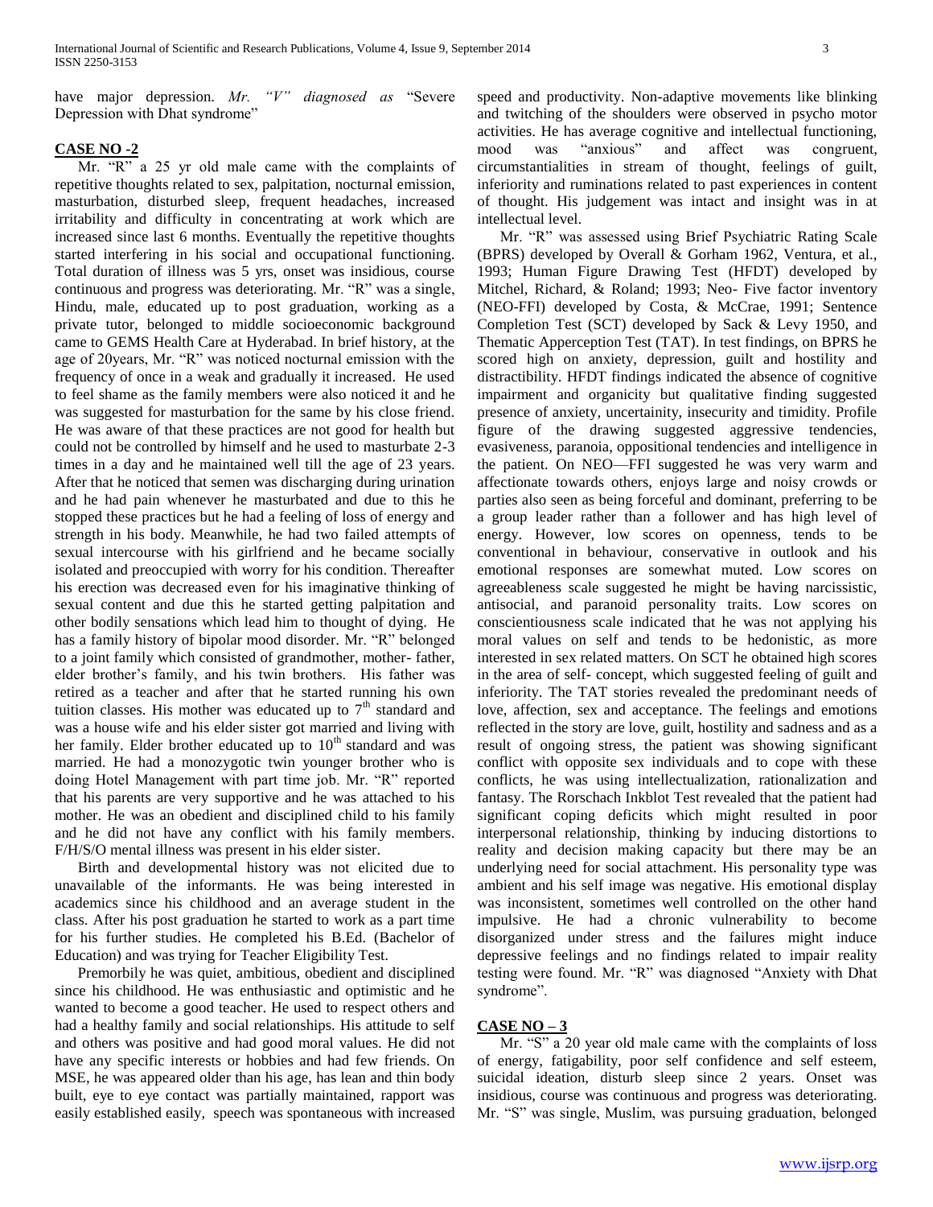have major depression. *Mr. "V" diagnosed as* "Severe Depression with Dhat syndrome"

**CASE NO -2**

Mr. "R" a 25 yr old male came with the complaints of repetitive thoughts related to sex, palpitation, nocturnal emission, masturbation, disturbed sleep, frequent headaches, increased irritability and difficulty in concentrating at work which are increased since last 6 months. Eventually the repetitive thoughts started interfering in his social and occupational functioning. Total duration of illness was 5 yrs, onset was insidious, course continuous and progress was deteriorating. Mr. "R" was a single, Hindu, male, educated up to post graduation, working as a private tutor, belonged to middle socioeconomic background came to GEMS Health Care at Hyderabad. In brief history, at the age of 20years, Mr. "R" was noticed nocturnal emission with the frequency of once in a weak and gradually it increased. He used to feel shame as the family members were also noticed it and he was suggested for masturbation for the same by his close friend. He was aware of that these practices are not good for health but could not be controlled by himself and he used to masturbate 2-3 times in a day and he maintained well till the age of 23 years. After that he noticed that semen was discharging during urination and he had pain whenever he masturbated and due to this he stopped these practices but he had a feeling of loss of energy and strength in his body. Meanwhile, he had two failed attempts of sexual intercourse with his girlfriend and he became socially isolated and preoccupied with worry for his condition. Thereafter his erection was decreased even for his imaginative thinking of sexual content and due this he started getting palpitation and other bodily sensations which lead him to thought of dying. He has a family history of bipolar mood disorder. Mr. "R" belonged to a joint family which consisted of grandmother, mother- father, elder brother's family, and his twin brothers. His father was retired as a teacher and after that he started running his own tuition classes. His mother was educated up to 7th standard and was a house wife and his elder sister got married and living with her family. Elder brother educated up to 10th standard and was married. He had a monozygotic twin younger brother who is doing Hotel Management with part time job. Mr. "R" reported that his parents are very supportive and he was attached to his mother. He was an obedient and disciplined child to his family and he did not have any conflict with his family members. F/H/S/O mental illness was present in his elder sister.

Birth and developmental history was not elicited due to unavailable of the informants. He was being interested in academics since his childhood and an average student in the class. After his post graduation he started to work as a part time for his further studies. He completed his B.Ed. (Bachelor of Education) and was trying for Teacher Eligibility Test.

Premorbily he was quiet, ambitious, obedient and disciplined since his childhood. He was enthusiastic and optimistic and he wanted to become a good teacher. He used to respect others and had a healthy family and social relationships. His attitude to self and others was positive and had good moral values. He did not have any specific interests or hobbies and had few friends. On MSE, he was appeared older than his age, has lean and thin body built, eye to eye contact was partially maintained, rapport was easily established easily, speech was spontaneous with increased speed and productivity. Non-adaptive movements like blinking and twitching of the shoulders were observed in psycho motor activities. He has average cognitive and intellectual functioning, mood was "anxious" and affect was congruent, circumstantialities in stream of thought, feelings of guilt, inferiority and ruminations related to past experiences in content of thought. His judgement was intact and insight was in at intellectual level.

Mr. "R" was assessed using Brief Psychiatric Rating Scale (BPRS) developed by Overall & Gorham 1962, Ventura, et al., 1993; Human Figure Drawing Test (HFDT) developed by Mitchel, Richard, & Roland; 1993; Neo- Five factor inventory (NEO-FFI) developed by Costa, & McCrae, 1991; Sentence Completion Test (SCT) developed by Sack & Levy 1950, and Thematic Apperception Test (TAT). In test findings, on BPRS he scored high on anxiety, depression, guilt and hostility and distractibility. HFDT findings indicated the absence of cognitive impairment and organicity but qualitative finding suggested presence of anxiety, uncertainity, insecurity and timidity. Profile figure of the drawing suggested aggressive tendencies, evasiveness, paranoia, oppositional tendencies and intelligence in the patient. On NEO—FFI suggested he was very warm and affectionate towards others, enjoys large and noisy crowds or parties also seen as being forceful and dominant, preferring to be a group leader rather than a follower and has high level of energy. However, low scores on openness, tends to be conventional in behaviour, conservative in outlook and his emotional responses are somewhat muted. Low scores on agreeableness scale suggested he might be having narcissistic, antisocial, and paranoid personality traits. Low scores on conscientiousness scale indicated that he was not applying his moral values on self and tends to be hedonistic, as more interested in sex related matters. On SCT he obtained high scores in the area of self- concept, which suggested feeling of guilt and inferiority. The TAT stories revealed the predominant needs of love, affection, sex and acceptance. The feelings and emotions reflected in the story are love, guilt, hostility and sadness and as a result of ongoing stress, the patient was showing significant conflict with opposite sex individuals and to cope with these conflicts, he was using intellectualization, rationalization and fantasy. The Rorschach Inkblot Test revealed that the patient had significant coping deficits which might resulted in poor interpersonal relationship, thinking by inducing distortions to reality and decision making capacity but there may be an underlying need for social attachment. His personality type was ambient and his self image was negative. His emotional display was inconsistent, sometimes well controlled on the other hand impulsive. He had a chronic vulnerability to become disorganized under stress and the failures might induce depressive feelings and no findings related to impair reality testing were found. Mr. "R" was diagnosed "Anxiety with Dhat syndrome".

**CASE NO – 3**

Mr. "S" a 20 year old male came with the complaints of loss of energy, fatigability, poor self confidence and self esteem, suicidal ideation, disturb sleep since 2 years. Onset was insidious, course was continuous and progress was deteriorating. Mr. "S" was single, Muslim, was pursuing graduation, belonged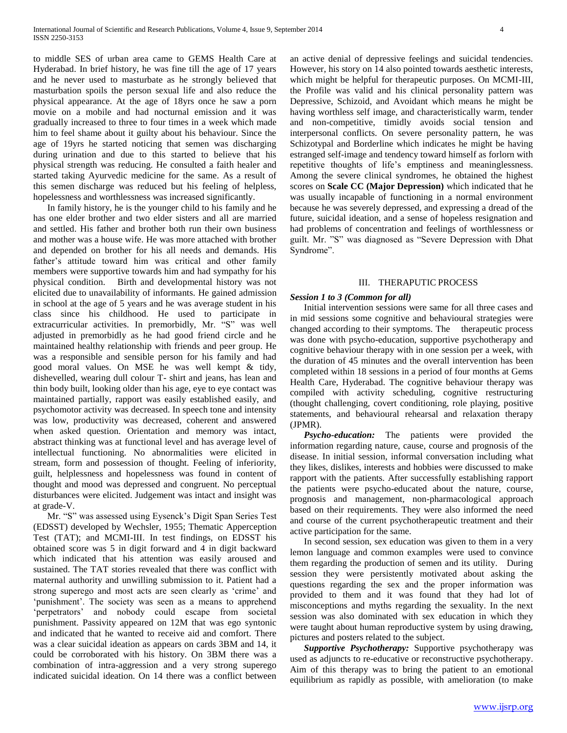to middle SES of urban area came to GEMS Health Care at Hyderabad. In brief history, he was fine till the age of 17 years and he never used to masturbate as he strongly believed that masturbation spoils the person sexual life and also reduce the physical appearance. At the age of 18yrs once he saw a porn movie on a mobile and had nocturnal emission and it was gradually increased to three to four times in a week which made him to feel shame about it guilty about his behaviour. Since the age of 19yrs he started noticing that semen was discharging during urination and due to this started to believe that his physical strength was reducing. He consulted a faith healer and started taking Ayurvedic medicine for the same. As a result of this semen discharge was reduced but his feeling of helpless, hopelessness and worthlessness was increased significantly.

In family history, he is the younger child to his family and he has one elder brother and two elder sisters and all are married and settled. His father and brother both run their own business and mother was a house wife. He was more attached with brother and depended on brother for his all needs and demands. His father's attitude toward him was critical and other family members were supportive towards him and had sympathy for his physical condition. Birth and developmental history was not elicited due to unavailability of informants. He gained admission in school at the age of 5 years and he was average student in his class since his childhood. He used to participate in extracurricular activities. In premorbidly, Mr. "S" was well adjusted in premorbidly as he had good friend circle and he maintained healthy relationship with friends and peer group. He was a responsible and sensible person for his family and had good moral values. On MSE he was well kempt & tidy, dishevelled, wearing dull colour T- shirt and jeans, has lean and thin body built, looking older than his age, eye to eye contact was maintained partially, rapport was easily established easily, and psychomotor activity was decreased. In speech tone and intensity was low, productivity was decreased, coherent and answered when asked question. Orientation and memory was intact, abstract thinking was at functional level and has average level of intellectual functioning. No abnormalities were elicited in stream, form and possession of thought. Feeling of inferiority, guilt, helplessness and hopelessness was found in content of thought and mood was depressed and congruent. No perceptual disturbances were elicited. Judgement was intact and insight was at grade-V.

Mr. "S" was assessed using Eysenck's Digit Span Series Test (EDSST) developed by Wechsler, 1955; Thematic Apperception Test (TAT); and MCMI-III. In test findings, on EDSST his obtained score was 5 in digit forward and 4 in digit backward which indicated that his attention was easily aroused and sustained. The TAT stories revealed that there was conflict with maternal authority and unwilling submission to it. Patient had a strong superego and most acts are seen clearly as 'crime' and 'punishment'. The society was seen as a means to apprehend 'perpetrators' and nobody could escape from societal punishment. Passivity appeared on 12M that was ego syntonic and indicated that he wanted to receive aid and comfort. There was a clear suicidal ideation as appears on cards 3BM and 14, it could be corroborated with his history. On 3BM there was a combination of intra-aggression and a very strong superego indicated suicidal ideation. On 14 there was a conflict between an active denial of depressive feelings and suicidal tendencies. However, his story on 14 also pointed towards aesthetic interests, which might be helpful for therapeutic purposes. On MCMI-III, the Profile was valid and his clinical personality pattern was Depressive, Schizoid, and Avoidant which means he might be having worthless self image, and characteristically warm, tender and non-competitive, timidly avoids social tension and interpersonal conflicts. On severe personality pattern, he was Schizotypal and Borderline which indicates he might be having estranged self-image and tendency toward himself as forlorn with repetitive thoughts of life's emptiness and meaninglessness. Among the severe clinical syndromes, he obtained the highest scores on **Scale CC (Major Depression)** which indicated that he was usually incapable of functioning in a normal environment because he was severely depressed, and expressing a dread of the future, suicidal ideation, and a sense of hopeless resignation and had problems of concentration and feelings of worthlessness or guilt. Mr. "S" was diagnosed as "Severe Depression with Dhat Syndrome".

## III. THERAPUTIC PROCESS

### *Session 1 to 3 (Common for all)*

Initial intervention sessions were same for all three cases and in mid sessions some cognitive and behavioural strategies were changed according to their symptoms. The therapeutic process was done with psycho-education, supportive psychotherapy and cognitive behaviour therapy with in one session per a week, with the duration of 45 minutes and the overall intervention has been completed within 18 sessions in a period of four months at Gems Health Care, Hyderabad. The cognitive behaviour therapy was compiled with activity scheduling, cognitive restructuring (thought challenging, covert conditioning, role playing, positive statements, and behavioural rehearsal and relaxation therapy (JPMR).

***Psycho-education:*** The patients were provided the information regarding nature, cause, course and prognosis of the disease. In initial session, informal conversation including what they likes, dislikes, interests and hobbies were discussed to make rapport with the patients. After successfully establishing rapport the patients were psycho-educated about the nature, course, prognosis and management, non-pharmacological approach based on their requirements. They were also informed the need and course of the current psychotherapeutic treatment and their active participation for the same.

In second session, sex education was given to them in a very lemon language and common examples were used to convince them regarding the production of semen and its utility. During session they were persistently motivated about asking the questions regarding the sex and the proper information was provided to them and it was found that they had lot of misconceptions and myths regarding the sexuality. In the next session was also dominated with sex education in which they were taught about human reproductive system by using drawing, pictures and posters related to the subject.

***Supportive Psychotherapy:*** Supportive psychotherapy was used as adjuncts to re-educative or reconstructive psychotherapy. Aim of this therapy was to bring the patient to an emotional equilibrium as rapidly as possible, with amelioration (to make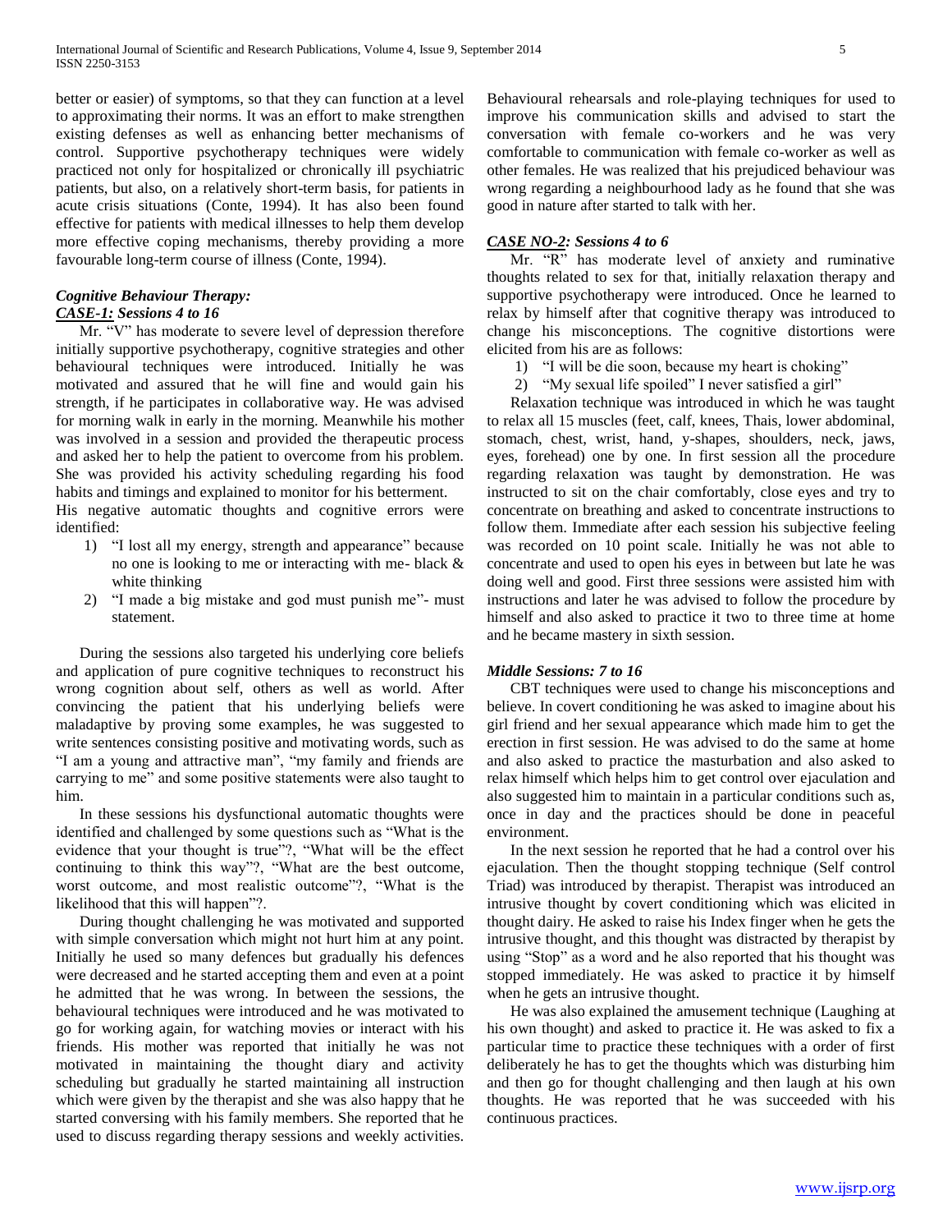better or easier) of symptoms, so that they can function at a level to approximating their norms. It was an effort to make strengthen existing defenses as well as enhancing better mechanisms of control. Supportive psychotherapy techniques were widely practiced not only for hospitalized or chronically ill psychiatric patients, but also, on a relatively short-term basis, for patients in acute crisis situations (Conte, 1994). It has also been found effective for patients with medical illnesses to help them develop more effective coping mechanisms, thereby providing a more favourable long-term course of illness (Conte, 1994).

### *Cognitive Behaviour Therapy:*

### ***CASE-1:*** *Sessions 4 to 16*

Mr. "V" has moderate to severe level of depression therefore initially supportive psychotherapy, cognitive strategies and other behavioural techniques were introduced. Initially he was motivated and assured that he will fine and would gain his strength, if he participates in collaborative way. He was advised for morning walk in early in the morning. Meanwhile his mother was involved in a session and provided the therapeutic process and asked her to help the patient to overcome from his problem. She was provided his activity scheduling regarding his food habits and timings and explained to monitor for his betterment.

His negative automatic thoughts and cognitive errors were identified:

1) "I lost all my energy, strength and appearance" because no one is looking to me or interacting with me- black & white thinking
2) "I made a big mistake and god must punish me"- must statement.

During the sessions also targeted his underlying core beliefs and application of pure cognitive techniques to reconstruct his wrong cognition about self, others as well as world. After convincing the patient that his underlying beliefs were maladaptive by proving some examples, he was suggested to write sentences consisting positive and motivating words, such as "I am a young and attractive man", "my family and friends are carrying to me" and some positive statements were also taught to him.

In these sessions his dysfunctional automatic thoughts were identified and challenged by some questions such as "What is the evidence that your thought is true"?, "What will be the effect continuing to think this way"?, "What are the best outcome, worst outcome, and most realistic outcome"?, "What is the likelihood that this will happen"?.

During thought challenging he was motivated and supported with simple conversation which might not hurt him at any point. Initially he used so many defences but gradually his defences were decreased and he started accepting them and even at a point he admitted that he was wrong. In between the sessions, the behavioural techniques were introduced and he was motivated to go for working again, for watching movies or interact with his friends. His mother was reported that initially he was not motivated in maintaining the thought diary and activity scheduling but gradually he started maintaining all instruction which were given by the therapist and she was also happy that he started conversing with his family members. She reported that he used to discuss regarding therapy sessions and weekly activities. Behavioural rehearsals and role-playing techniques for used to improve his communication skills and advised to start the conversation with female co-workers and he was very comfortable to communication with female co-worker as well as other females. He was realized that his prejudiced behaviour was wrong regarding a neighbourhood lady as he found that she was good in nature after started to talk with her.

### ***CASE NO-2:*** *Sessions 4 to 6*

Mr. "R" has moderate level of anxiety and ruminative thoughts related to sex for that, initially relaxation therapy and supportive psychotherapy were introduced. Once he learned to relax by himself after that cognitive therapy was introduced to change his misconceptions. The cognitive distortions were elicited from his are as follows:

1) "I will be die soon, because my heart is choking"
2) "My sexual life spoiled" I never satisfied a girl"

Relaxation technique was introduced in which he was taught to relax all 15 muscles (feet, calf, knees, Thais, lower abdominal, stomach, chest, wrist, hand, y-shapes, shoulders, neck, jaws, eyes, forehead) one by one. In first session all the procedure regarding relaxation was taught by demonstration. He was instructed to sit on the chair comfortably, close eyes and try to concentrate on breathing and asked to concentrate instructions to follow them. Immediate after each session his subjective feeling was recorded on 10 point scale. Initially he was not able to concentrate and used to open his eyes in between but late he was doing well and good. First three sessions were assisted him with instructions and later he was advised to follow the procedure by himself and also asked to practice it two to three time at home and he became mastery in sixth session.

### *Middle Sessions: 7 to 16*

CBT techniques were used to change his misconceptions and believe. In covert conditioning he was asked to imagine about his girl friend and her sexual appearance which made him to get the erection in first session. He was advised to do the same at home and also asked to practice the masturbation and also asked to relax himself which helps him to get control over ejaculation and also suggested him to maintain in a particular conditions such as, once in day and the practices should be done in peaceful environment.

In the next session he reported that he had a control over his ejaculation. Then the thought stopping technique (Self control Triad) was introduced by therapist. Therapist was introduced an intrusive thought by covert conditioning which was elicited in thought dairy. He asked to raise his Index finger when he gets the intrusive thought, and this thought was distracted by therapist by using "Stop" as a word and he also reported that his thought was stopped immediately. He was asked to practice it by himself when he gets an intrusive thought.

He was also explained the amusement technique (Laughing at his own thought) and asked to practice it. He was asked to fix a particular time to practice these techniques with a order of first deliberately he has to get the thoughts which was disturbing him and then go for thought challenging and then laugh at his own thoughts. He was reported that he was succeeded with his continuous practices.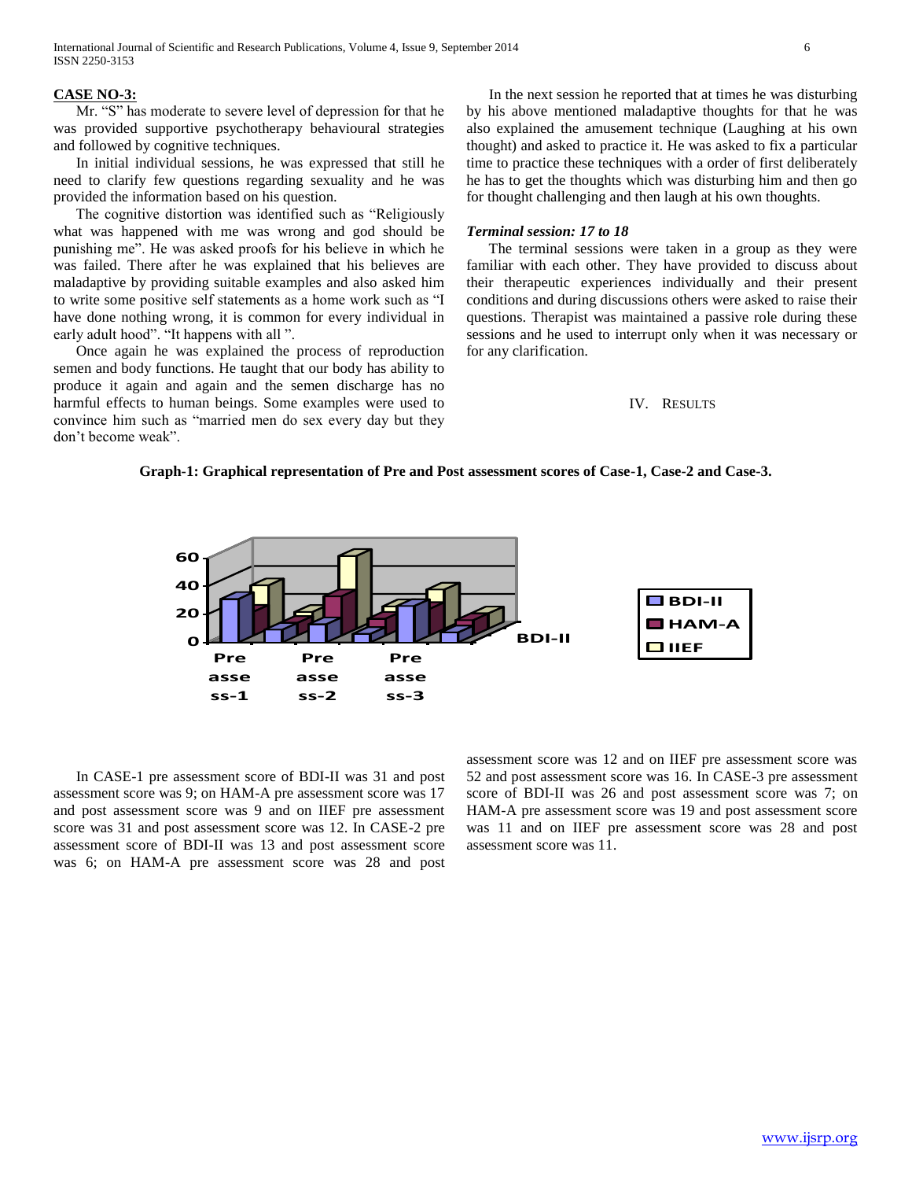**CASE NO-3:**

Mr. "S" has moderate to severe level of depression for that he was provided supportive psychotherapy behavioural strategies and followed by cognitive techniques.

In initial individual sessions, he was expressed that still he need to clarify few questions regarding sexuality and he was provided the information based on his question.

The cognitive distortion was identified such as "Religiously what was happened with me was wrong and god should be punishing me". He was asked proofs for his believe in which he was failed. There after he was explained that his believes are maladaptive by providing suitable examples and also asked him to write some positive self statements as a home work such as "I have done nothing wrong, it is common for every individual in early adult hood". "It happens with all ".

Once again he was explained the process of reproduction semen and body functions. He taught that our body has ability to produce it again and again and the semen discharge has no harmful effects to human beings. Some examples were used to convince him such as "married men do sex every day but they don't become weak".

In the next session he reported that at times he was disturbing by his above mentioned maladaptive thoughts for that he was also explained the amusement technique (Laughing at his own thought) and asked to practice it. He was asked to fix a particular time to practice these techniques with a order of first deliberately he has to get the thoughts which was disturbing him and then go for thought challenging and then laugh at his own thoughts.

***Terminal session: 17 to 18***

The terminal sessions were taken in a group as they were familiar with each other. They have provided to discuss about their therapeutic experiences individually and their present conditions and during discussions others were asked to raise their questions. Therapist was maintained a passive role during these sessions and he used to interrupt only when it was necessary or for any clarification.

## IV. Results

**Graph-1: Graphical representation of Pre and Post assessment scores of Case-1, Case-2 and Case-3.**

In CASE-1 pre assessment score of BDI-II was 31 and post assessment score was 9; on HAM-A pre assessment score was 17 and post assessment score was 9 and on IIEF pre assessment score was 31 and post assessment score was 12. In CASE-2 pre assessment score of BDI-II was 13 and post assessment score was 6; on HAM-A pre assessment score was 28 and post assessment score was 12 and on IIEF pre assessment score was 52 and post assessment score was 16. In CASE-3 pre assessment score of BDI-II was 26 and post assessment score was 7; on HAM-A pre assessment score was 19 and post assessment score was 11 and on IIEF pre assessment score was 28 and post assessment score was 11.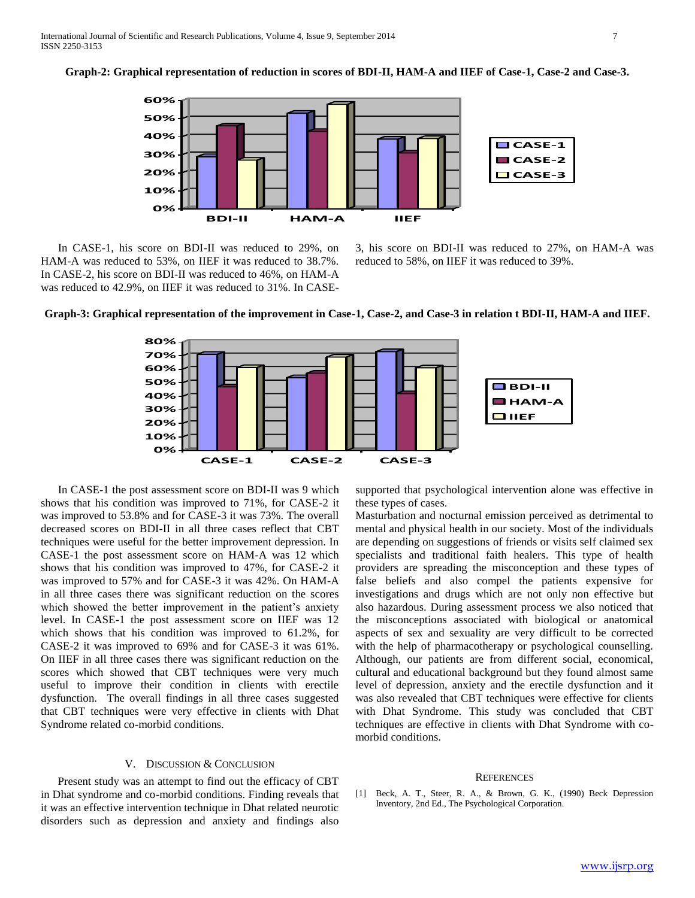**Graph-2: Graphical representation of reduction in scores of BDI-II, HAM-A and IIEF of Case-1, Case-2 and Case-3.**

In CASE-1, his score on BDI-II was reduced to 29%, on HAM-A was reduced to 53%, on IIEF it was reduced to 38.7%. In CASE-2, his score on BDI-II was reduced to 46%, on HAM-A was reduced to 42.9%, on IIEF it was reduced to 31%. In CASE-3, his score on BDI-II was reduced to 27%, on HAM-A was reduced to 58%, on IIEF it was reduced to 39%.

**Graph-3: Graphical representation of the improvement in Case-1, Case-2, and Case-3 in relation t BDI-II, HAM-A and IIEF.**

In CASE-1 the post assessment score on BDI-II was 9 which shows that his condition was improved to 71%, for CASE-2 it was improved to 53.8% and for CASE-3 it was 73%. The overall decreased scores on BDI-II in all three cases reflect that CBT techniques were useful for the better improvement depression. In CASE-1 the post assessment score on HAM-A was 12 which shows that his condition was improved to 47%, for CASE-2 it was improved to 57% and for CASE-3 it was 42%. On HAM-A in all three cases there was significant reduction on the scores which showed the better improvement in the patient's anxiety level. In CASE-1 the post assessment score on IIEF was 12 which shows that his condition was improved to 61.2%, for CASE-2 it was improved to 69% and for CASE-3 it was 61%. On IIEF in all three cases there was significant reduction on the scores which showed that CBT techniques were very much useful to improve their condition in clients with erectile dysfunction. The overall findings in all three cases suggested that CBT techniques were very effective in clients with Dhat Syndrome related co-morbid conditions.

## V. Discussion & Conclusion

Present study was an attempt to find out the efficacy of CBT in Dhat syndrome and co-morbid conditions. Finding reveals that it was an effective intervention technique in Dhat related neurotic disorders such as depression and anxiety and findings also supported that psychological intervention alone was effective in these types of cases.

Masturbation and nocturnal emission perceived as detrimental to mental and physical health in our society. Most of the individuals are depending on suggestions of friends or visits self claimed sex specialists and traditional faith healers. This type of health providers are spreading the misconception and these types of false beliefs and also compel the patients expensive for investigations and drugs which are not only non effective but also hazardous. During assessment process we also noticed that the misconceptions associated with biological or anatomical aspects of sex and sexuality are very difficult to be corrected with the help of pharmacotherapy or psychological counselling. Although, our patients are from different social, economical, cultural and educational background but they found almost same level of depression, anxiety and the erectile dysfunction and it was also revealed that CBT techniques were effective for clients with Dhat Syndrome. This study was concluded that CBT techniques are effective in clients with Dhat Syndrome with co-morbid conditions.

## References

[1] Beck, A. T., Steer, R. A., & Brown, G. K., (1990) Beck Depression Inventory, 2nd Ed., The Psychological Corporation.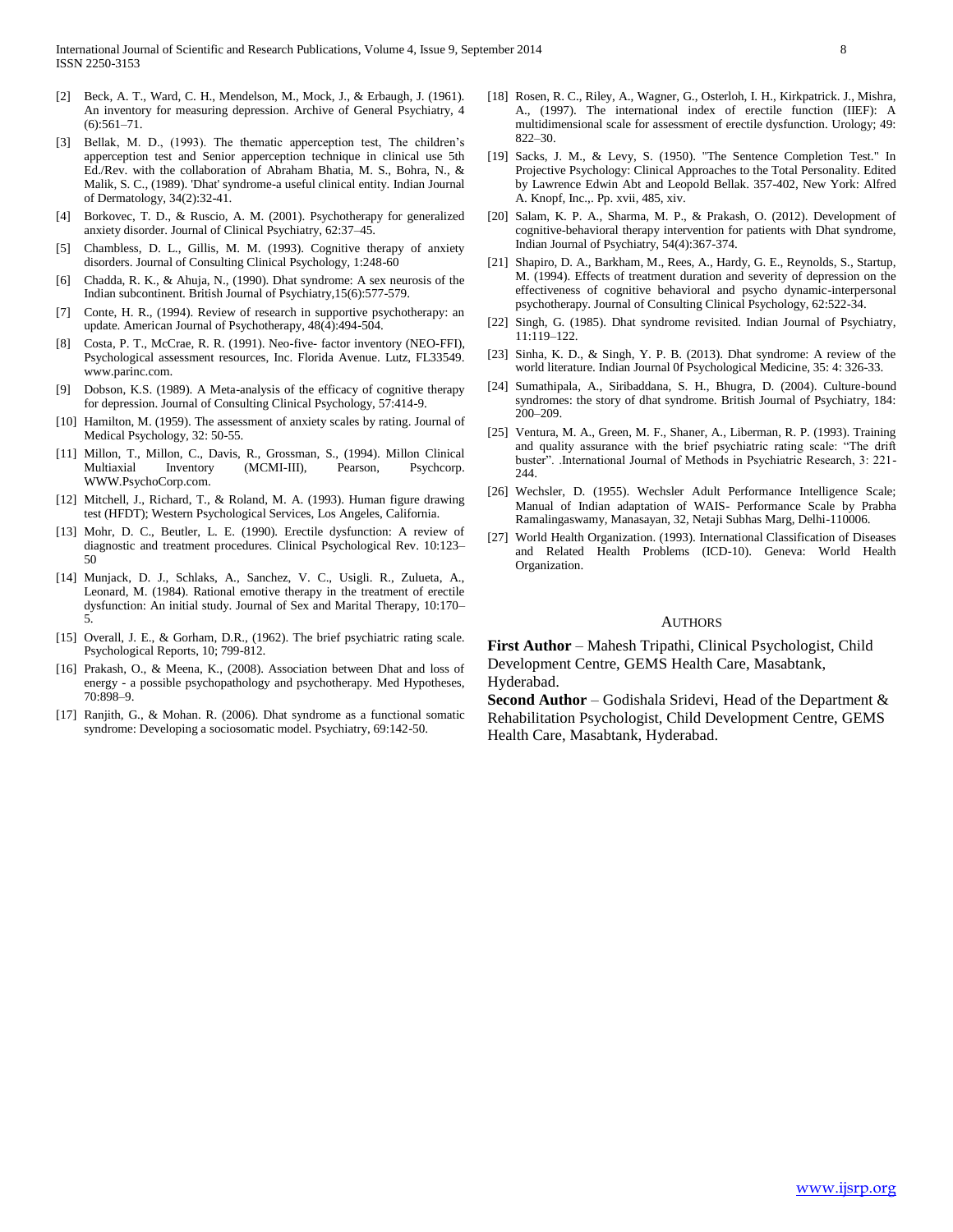[2] Beck, A. T., Ward, C. H., Mendelson, M., Mock, J., & Erbaugh, J. (1961). An inventory for measuring depression. Archive of General Psychiatry, 4 (6):561–71.

[3] Bellak, M. D., (1993). The thematic apperception test, The children's apperception test and Senior apperception technique in clinical use 5th Ed./Rev. with the collaboration of Abraham Bhatia, M. S., Bohra, N., & Malik, S. C., (1989). 'Dhat' syndrome-a useful clinical entity. Indian Journal of Dermatology, 34(2):32-41.

[4] Borkovec, T. D., & Ruscio, A. M. (2001). Psychotherapy for generalized anxiety disorder. Journal of Clinical Psychiatry, 62:37–45.

[5] Chambless, D. L., Gillis, M. M. (1993). Cognitive therapy of anxiety disorders. Journal of Consulting Clinical Psychology, 1:248-60

[6] Chadda, R. K., & Ahuja, N., (1990). Dhat syndrome: A sex neurosis of the Indian subcontinent. British Journal of Psychiatry,15(6):577-579.

[7] Conte, H. R., (1994). Review of research in supportive psychotherapy: an update. American Journal of Psychotherapy, 48(4):494-504.

[8] Costa, P. T., McCrae, R. R. (1991). Neo-five- factor inventory (NEO-FFI), Psychological assessment resources, Inc. Florida Avenue. Lutz, FL33549. www.parinc.com.

[9] Dobson, K.S. (1989). A Meta-analysis of the efficacy of cognitive therapy for depression. Journal of Consulting Clinical Psychology, 57:414-9.

[10] Hamilton, M. (1959). The assessment of anxiety scales by rating. Journal of Medical Psychology, 32: 50-55.

[11] Millon, T., Millon, C., Davis, R., Grossman, S., (1994). Millon Clinical Multiaxial Inventory (MCMI-III), Pearson, Psychcorp. WWW.PsychoCorp.com.

[12] Mitchell, J., Richard, T., & Roland, M. A. (1993). Human figure drawing test (HFDT); Western Psychological Services, Los Angeles, California.

[13] Mohr, D. C., Beutler, L. E. (1990). Erectile dysfunction: A review of diagnostic and treatment procedures. Clinical Psychological Rev. 10:123–50

[14] Munjack, D. J., Schlaks, A., Sanchez, V. C., Usigli. R., Zulueta, A., Leonard, M. (1984). Rational emotive therapy in the treatment of erectile dysfunction: An initial study. Journal of Sex and Marital Therapy, 10:170–5.

[15] Overall, J. E., & Gorham, D.R., (1962). The brief psychiatric rating scale. Psychological Reports, 10; 799-812.

[16] Prakash, O., & Meena, K., (2008). Association between Dhat and loss of energy - a possible psychopathology and psychotherapy. Med Hypotheses, 70:898–9.

[17] Ranjith, G., & Mohan. R. (2006). Dhat syndrome as a functional somatic syndrome: Developing a sociosomatic model. Psychiatry, 69:142-50.

[18] Rosen, R. C., Riley, A., Wagner, G., Osterloh, I. H., Kirkpatrick. J., Mishra, A., (1997). The international index of erectile function (IIEF): A multidimensional scale for assessment of erectile dysfunction. Urology; 49: 822–30.

[19] Sacks, J. M., & Levy, S. (1950). "The Sentence Completion Test." In Projective Psychology: Clinical Approaches to the Total Personality. Edited by Lawrence Edwin Abt and Leopold Bellak. 357-402, New York: Alfred A. Knopf, Inc.,. Pp. xvii, 485, xiv.

[20] Salam, K. P. A., Sharma, M. P., & Prakash, O. (2012). Development of cognitive-behavioral therapy intervention for patients with Dhat syndrome, Indian Journal of Psychiatry, 54(4):367-374.

[21] Shapiro, D. A., Barkham, M., Rees, A., Hardy, G. E., Reynolds, S., Startup, M. (1994). Effects of treatment duration and severity of depression on the effectiveness of cognitive behavioral and psycho dynamic-interpersonal psychotherapy. Journal of Consulting Clinical Psychology, 62:522-34.

[22] Singh, G. (1985). Dhat syndrome revisited. Indian Journal of Psychiatry, 11:119–122.

[23] Sinha, K. D., & Singh, Y. P. B. (2013). Dhat syndrome: A review of the world literature. Indian Journal 0f Psychological Medicine, 35: 4: 326-33.

[24] Sumathipala, A., Siribaddana, S. H., Bhugra, D. (2004). Culture-bound syndromes: the story of dhat syndrome. British Journal of Psychiatry, 184: 200–209.

[25] Ventura, M. A., Green, M. F., Shaner, A., Liberman, R. P. (1993). Training and quality assurance with the brief psychiatric rating scale: "The drift buster". .International Journal of Methods in Psychiatric Research, 3: 221-244.

[26] Wechsler, D. (1955). Wechsler Adult Performance Intelligence Scale; Manual of Indian adaptation of WAIS- Performance Scale by Prabha Ramalingaswamy, Manasayan, 32, Netaji Subhas Marg, Delhi-110006.

[27] World Health Organization. (1993). International Classification of Diseases and Related Health Problems (ICD-10). Geneva: World Health Organization.

## AUTHORS

**First Author** – Mahesh Tripathi, Clinical Psychologist, Child Development Centre, GEMS Health Care, Masabtank, Hyderabad.

**Second Author** – Godishala Sridevi, Head of the Department & Rehabilitation Psychologist, Child Development Centre, GEMS Health Care, Masabtank, Hyderabad.